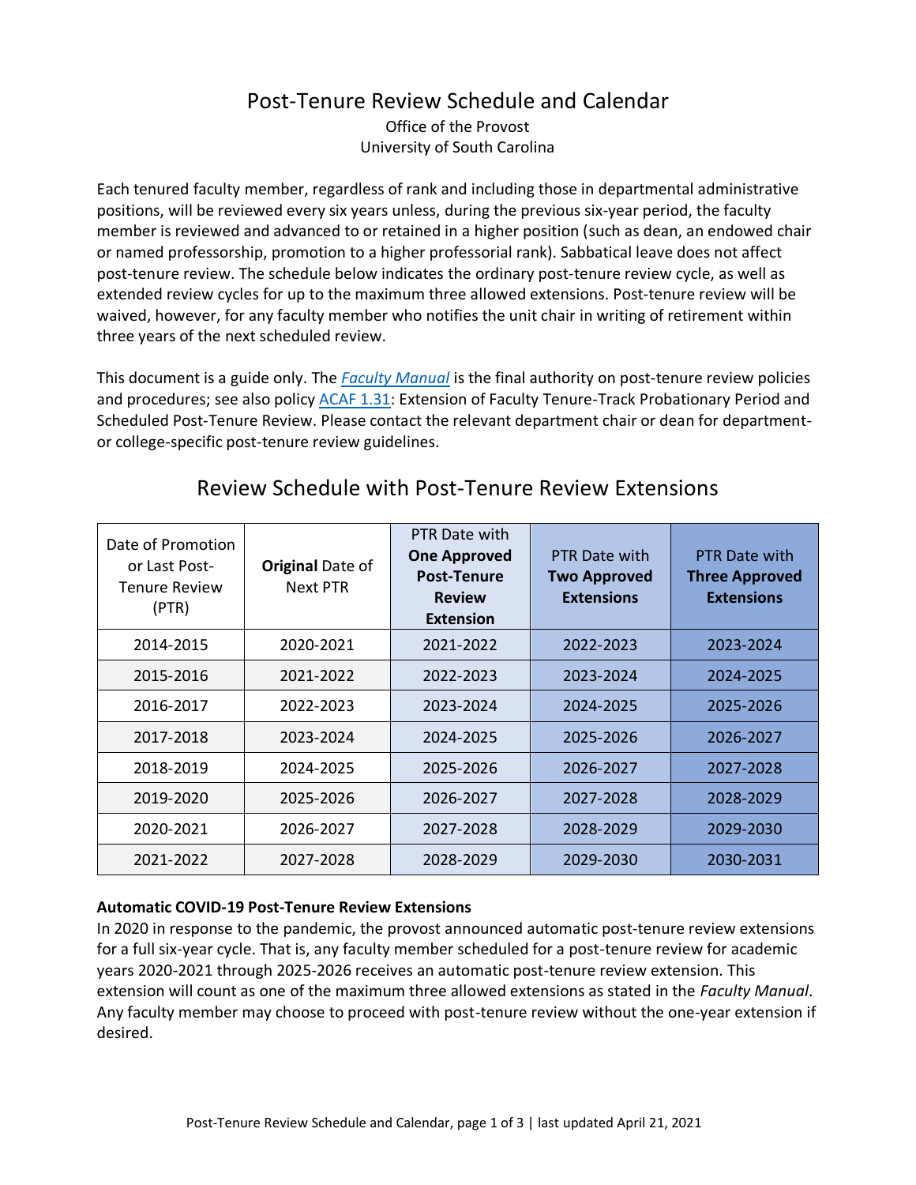# Post-Tenure Review Schedule and Calendar

Office of the Provost
University of South Carolina

Each tenured faculty member, regardless of rank and including those in departmental administrative positions, will be reviewed every six years unless, during the previous six-year period, the faculty member is reviewed and advanced to or retained in a higher position (such as dean, an endowed chair or named professorship, promotion to a higher professorial rank). Sabbatical leave does not affect post-tenure review. The schedule below indicates the ordinary post-tenure review cycle, as well as extended review cycles for up to the maximum three allowed extensions. Post-tenure review will be waived, however, for any faculty member who notifies the unit chair in writing of retirement within three years of the next scheduled review.

This document is a guide only. The *Faculty Manual* is the final authority on post-tenure review policies and procedures; see also policy ACAF 1.31: Extension of Faculty Tenure-Track Probationary Period and Scheduled Post-Tenure Review. Please contact the relevant department chair or dean for department- or college-specific post-tenure review guidelines.

## Review Schedule with Post-Tenure Review Extensions

| Date of Promotion or Last Post-Tenure Review (PTR) | **Original** Date of Next PTR | PTR Date with **One Approved Post-Tenure Review Extension** | PTR Date with **Two Approved Extensions** | PTR Date with **Three Approved Extensions** |
|---|---|---|---|---|
| 2014-2015 | 2020-2021 | 2021-2022 | 2022-2023 | 2023-2024 |
| 2015-2016 | 2021-2022 | 2022-2023 | 2023-2024 | 2024-2025 |
| 2016-2017 | 2022-2023 | 2023-2024 | 2024-2025 | 2025-2026 |
| 2017-2018 | 2023-2024 | 2024-2025 | 2025-2026 | 2026-2027 |
| 2018-2019 | 2024-2025 | 2025-2026 | 2026-2027 | 2027-2028 |
| 2019-2020 | 2025-2026 | 2026-2027 | 2027-2028 | 2028-2029 |
| 2020-2021 | 2026-2027 | 2027-2028 | 2028-2029 | 2029-2030 |
| 2021-2022 | 2027-2028 | 2028-2029 | 2029-2030 | 2030-2031 |

**Automatic COVID-19 Post-Tenure Review Extensions**

In 2020 in response to the pandemic, the provost announced automatic post-tenure review extensions for a full six-year cycle. That is, any faculty member scheduled for a post-tenure review for academic years 2020-2021 through 2025-2026 receives an automatic post-tenure review extension. This extension will count as one of the maximum three allowed extensions as stated in the *Faculty Manual*. Any faculty member may choose to proceed with post-tenure review without the one-year extension if desired.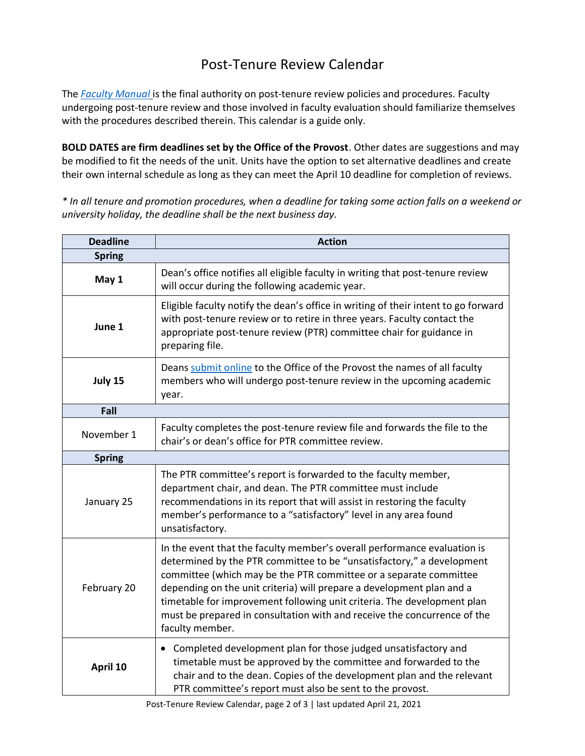# Post-Tenure Review Calendar

The *Faculty Manual* is the final authority on post-tenure review policies and procedures. Faculty undergoing post-tenure review and those involved in faculty evaluation should familiarize themselves with the procedures described therein. This calendar is a guide only.

**BOLD DATES are firm deadlines set by the Office of the Provost**. Other dates are suggestions and may be modified to fit the needs of the unit. Units have the option to set alternative deadlines and create their own internal schedule as long as they can meet the April 10 deadline for completion of reviews.

*\* In all tenure and promotion procedures, when a deadline for taking some action falls on a weekend or university holiday, the deadline shall be the next business day.*

| Deadline | Action |
|---|---|
| **Spring** | |
| **May 1** | Dean's office notifies all eligible faculty in writing that post-tenure review will occur during the following academic year. |
| **June 1** | Eligible faculty notify the dean's office in writing of their intent to go forward with post-tenure review or to retire in three years. Faculty contact the appropriate post-tenure review (PTR) committee chair for guidance in preparing file. |
| **July 15** | Deans submit online to the Office of the Provost the names of all faculty members who will undergo post-tenure review in the upcoming academic year. |
| **Fall** | |
| November 1 | Faculty completes the post-tenure review file and forwards the file to the chair's or dean's office for PTR committee review. |
| **Spring** | |
| January 25 | The PTR committee's report is forwarded to the faculty member, department chair, and dean. The PTR committee must include recommendations in its report that will assist in restoring the faculty member's performance to a "satisfactory" level in any area found unsatisfactory. |
| February 20 | In the event that the faculty member's overall performance evaluation is determined by the PTR committee to be "unsatisfactory," a development committee (which may be the PTR committee or a separate committee depending on the unit criteria) will prepare a development plan and a timetable for improvement following unit criteria. The development plan must be prepared in consultation with and receive the concurrence of the faculty member. |
| **April 10** | • Completed development plan for those judged unsatisfactory and timetable must be approved by the committee and forwarded to the chair and to the dean. Copies of the development plan and the relevant PTR committee's report must also be sent to the provost. |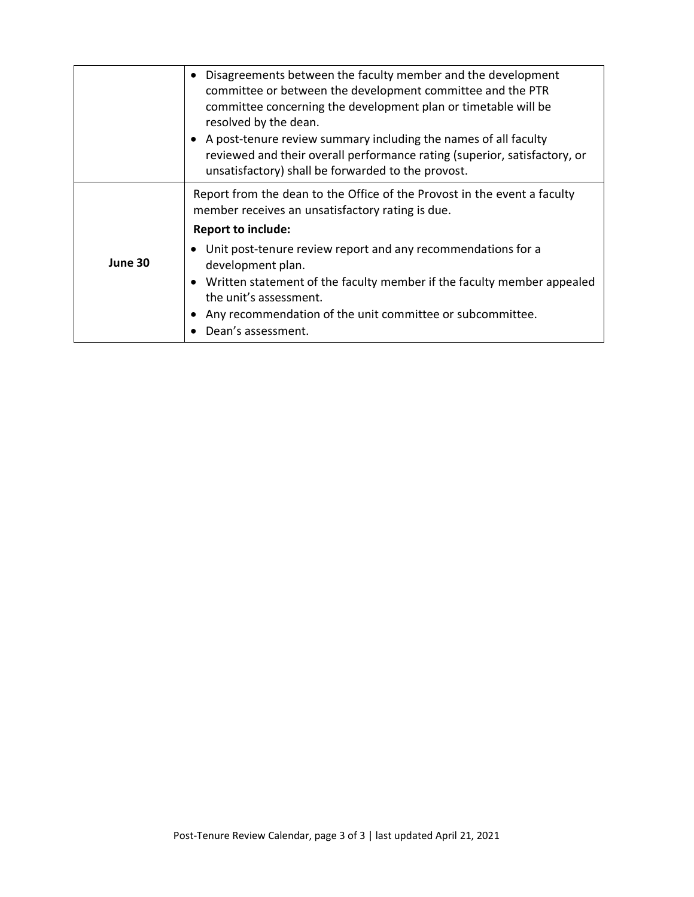| | |
|---|---|
| | • Disagreements between the faculty member and the development committee or between the development committee and the PTR committee concerning the development plan or timetable will be resolved by the dean.<br>• A post-tenure review summary including the names of all faculty reviewed and their overall performance rating (superior, satisfactory, or unsatisfactory) shall be forwarded to the provost. |
| **June 30** | Report from the dean to the Office of the Provost in the event a faculty member receives an unsatisfactory rating is due.<br>**Report to include:**<br>• Unit post-tenure review report and any recommendations for a development plan.<br>• Written statement of the faculty member if the faculty member appealed the unit's assessment.<br>• Any recommendation of the unit committee or subcommittee.<br>• Dean's assessment. |